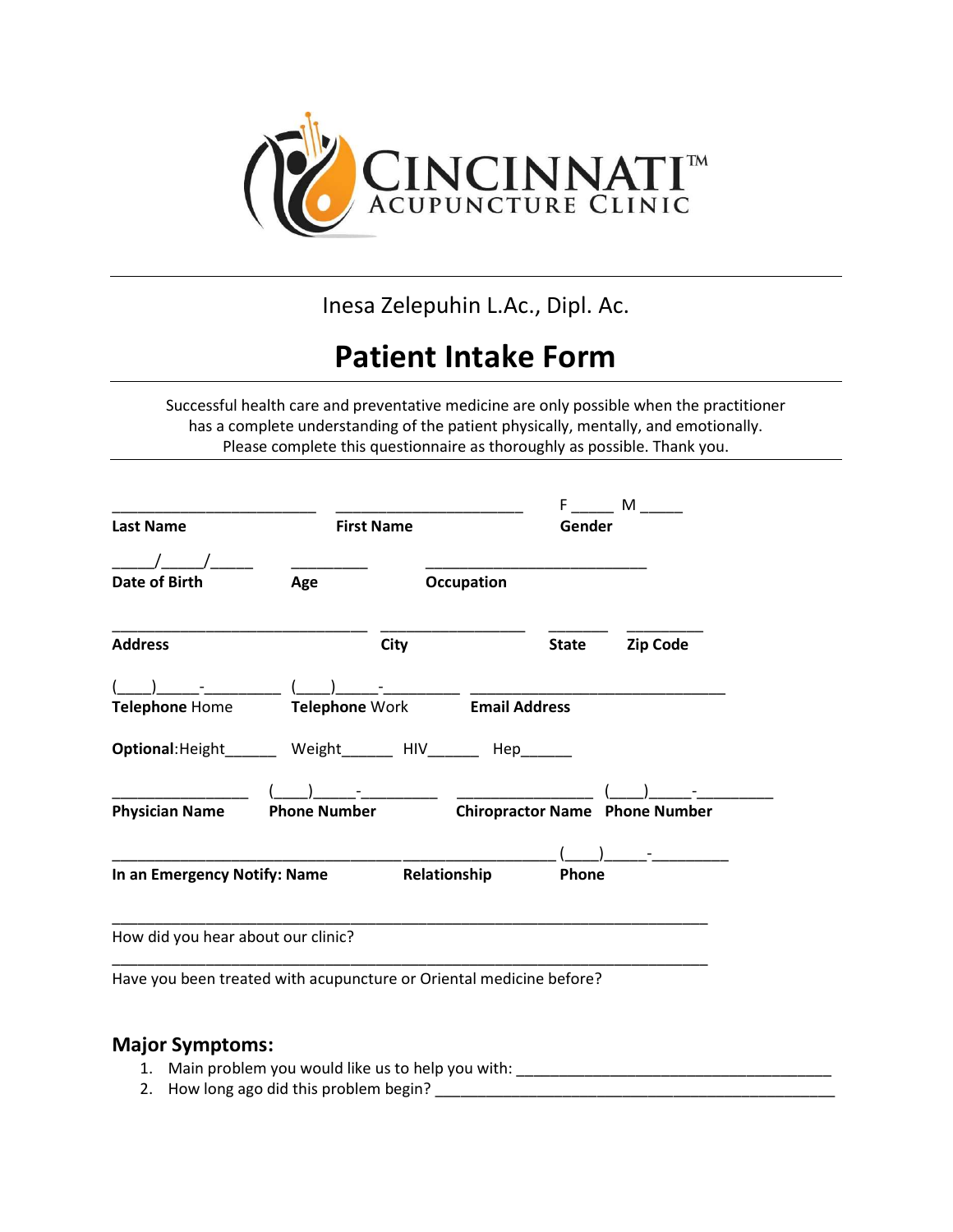CINCINNATI™ ACUPUNCTURE CLINIC

Inesa Zelepuhin L.Ac., Dipl. Ac.

# Patient Intake Form

Successful health care and preventative medicine are only possible when the practitioner has a complete understanding of the patient physically, mentally, and emotionally. Please complete this questionnaire as thoroughly as possible. Thank you.

________________________ ______________________ F _____ M _____
**Last Name** **First Name** **Gender**

_____/_____/_____ _________ __________________________
**Date of Birth** **Age** **Occupation**

______________________________ _________________ _______ _________
**Address** **City** **State** **Zip Code**

(____)_____-_________ (____)_____-_________ ______________________________
**Telephone** Home **Telephone** Work **Email Address**

**Optional**:Height______ Weight______ HIV______ Hep______

________________ (____)_____-_________ ________________ (____)_____-_________
**Physician Name** **Phone Number** **Chiropractor Name** **Phone Number**

_________________________________________________________ (____)_____-_________
**In an Emergency Notify: Name** **Relationship** **Phone**

______________________________________________________________________
How did you hear about our clinic?

______________________________________________________________________
Have you been treated with acupuncture or Oriental medicine before?

## Major Symptoms:

1. Main problem you would like us to help you with: _____________________________________
2. How long ago did this problem begin? _______________________________________________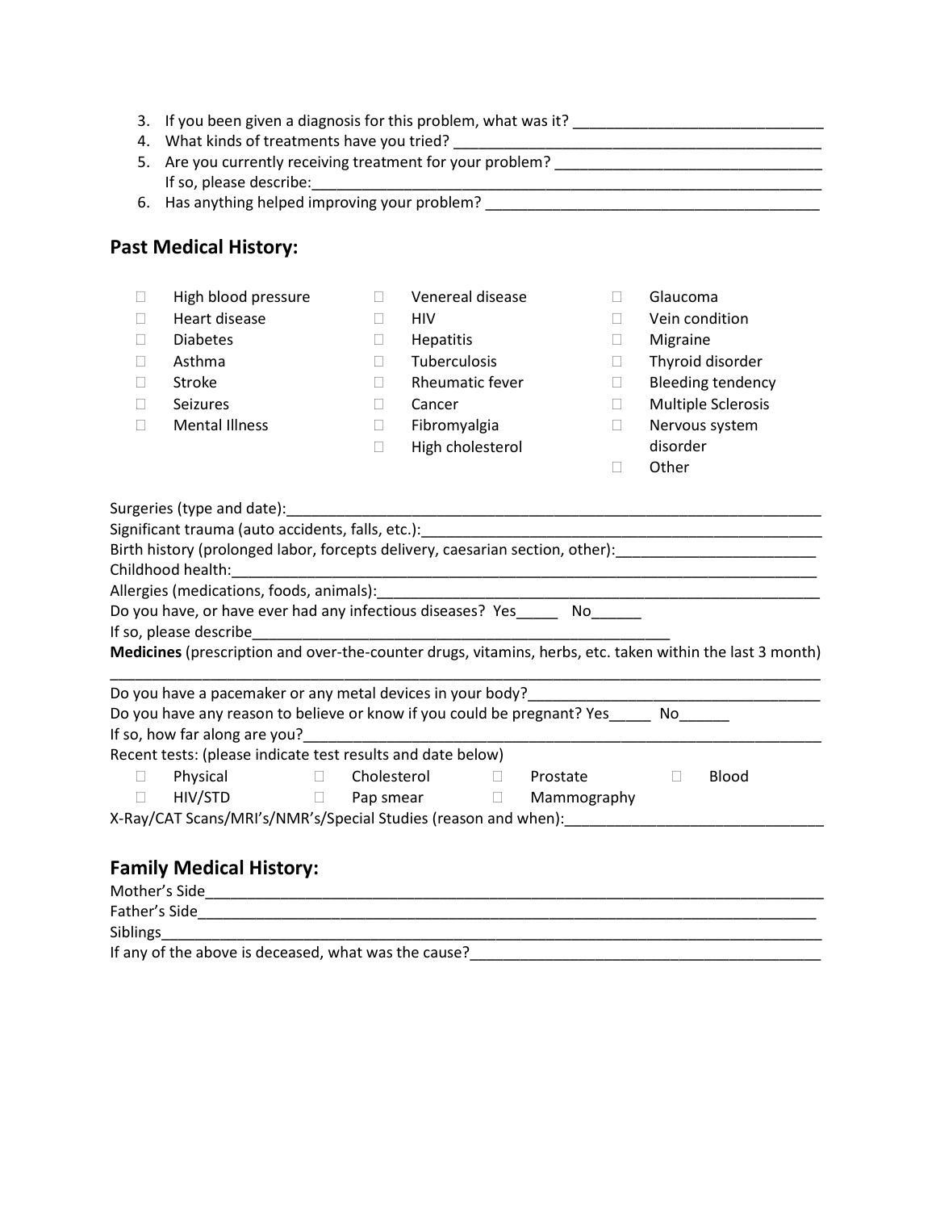3. If you been given a diagnosis for this problem, what was it? ______________________________
4. What kinds of treatments have you tried? _____________________________________________
5. Are you currently receiving treatment for your problem? ________________________________
   If so, please describe:_______________________________________________________________
6. Has anything helped improving your problem? ________________________________________

## Past Medical History:

- ☐ High blood pressure
- ☐ Heart disease
- ☐ Diabetes
- ☐ Asthma
- ☐ Stroke
- ☐ Seizures
- ☐ Mental Illness
- ☐ Venereal disease
- ☐ HIV
- ☐ Hepatitis
- ☐ Tuberculosis
- ☐ Rheumatic fever
- ☐ Cancer
- ☐ Fibromyalgia
- ☐ High cholesterol
- ☐ Glaucoma
- ☐ Vein condition
- ☐ Migraine
- ☐ Thyroid disorder
- ☐ Bleeding tendency
- ☐ Multiple Sclerosis
- ☐ Nervous system disorder
- ☐ Other

Surgeries (type and date):__________________________________________________________________

Significant trauma (auto accidents, falls, etc.):_________________________________________________

Birth history (prolonged labor, forcepts delivery, caesarian section, other):________________________

Childhood health:__________________________________________________________________________

Allergies (medications, foods, animals):_______________________________________________________

Do you have, or have ever had any infectious diseases? Yes_____ No______

If so, please describe__________________________________________________

**Medicines** (prescription and over-the-counter drugs, vitamins, herbs, etc. taken within the last 3 month)

______________________________________________________________________________________

Do you have a pacemaker or any metal devices in your body?__________________________________

Do you have any reason to believe or know if you could be pregnant? Yes_____ No______

If so, how far along are you?________________________________________________________________

Recent tests: (please indicate test results and date below)

- ☐ Physical
- ☐ Cholesterol
- ☐ Prostate
- ☐ Blood
- ☐ HIV/STD
- ☐ Pap smear
- ☐ Mammography

X-Ray/CAT Scans/MRI's/NMR's/Special Studies (reason and when):______________________________

## Family Medical History:

Mother's Side____________________________________________________________________________

Father's Side____________________________________________________________________________

Siblings_________________________________________________________________________________

If any of the above is deceased, what was the cause?_____________________________________________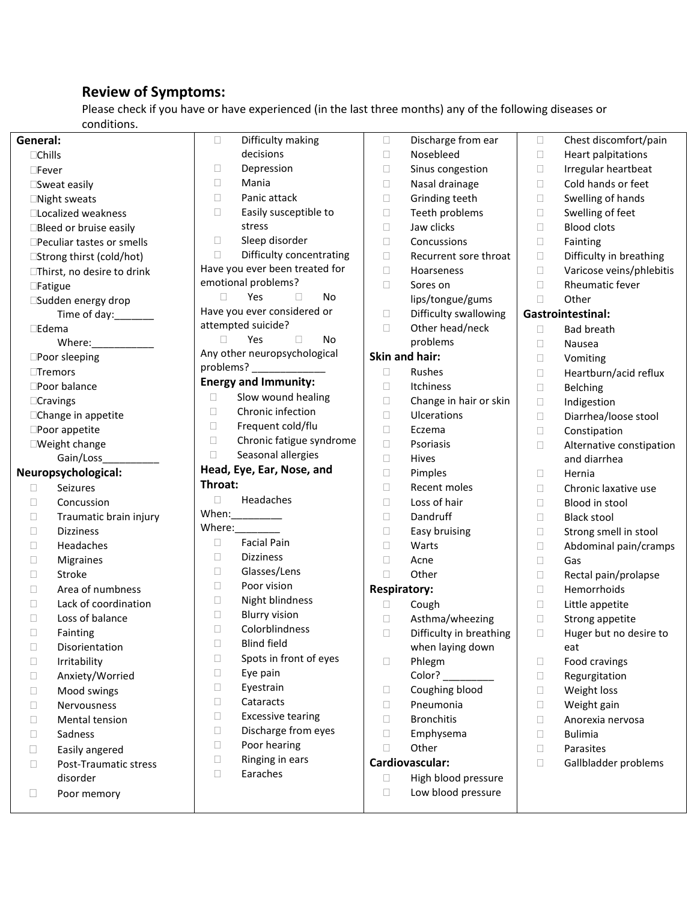## Review of Symptoms:

Please check if you have or have experienced (in the last three months) any of the following diseases or conditions.

**General:**

- ☐ Chills
- ☐ Fever
- ☐ Sweat easily
- ☐ Night sweats
- ☐ Localized weakness
- ☐ Bleed or bruise easily
- ☐ Peculiar tastes or smells
- ☐ Strong thirst (cold/hot)
- ☐ Thirst, no desire to drink
- ☐ Fatigue
- ☐ Sudden energy drop
  Time of day:_______
- ☐ Edema
  Where:___________
- ☐ Poor sleeping
- ☐ Tremors
- ☐ Poor balance
- ☐ Cravings
- ☐ Change in appetite
- ☐ Poor appetite
- ☐ Weight change
  Gain/Loss__________

**Neuropsychological:**

- ☐ Seizures
- ☐ Concussion
- ☐ Traumatic brain injury
- ☐ Dizziness
- ☐ Headaches
- ☐ Migraines
- ☐ Stroke
- ☐ Area of numbness
- ☐ Lack of coordination
- ☐ Loss of balance
- ☐ Fainting
- ☐ Disorientation
- ☐ Irritability
- ☐ Anxiety/Worried
- ☐ Mood swings
- ☐ Nervousness
- ☐ Mental tension
- ☐ Sadness
- ☐ Easily angered
- ☐ Post-Traumatic stress disorder
- ☐ Poor memory
- ☐ Difficulty making decisions
- ☐ Depression
- ☐ Mania
- ☐ Panic attack
- ☐ Easily susceptible to stress
- ☐ Sleep disorder
- ☐ Difficulty concentrating

Have you ever been treated for emotional problems?
☐ Yes ☐ No

Have you ever considered or attempted suicide?
☐ Yes ☐ No

Any other neuropsychological problems? _____________

**Energy and Immunity:**

- ☐ Slow wound healing
- ☐ Chronic infection
- ☐ Frequent cold/flu
- ☐ Chronic fatigue syndrome
- ☐ Seasonal allergies

**Head, Eye, Ear, Nose, and Throat:**

- ☐ Headaches

When:_________
Where:________

- ☐ Facial Pain
- ☐ Dizziness
- ☐ Glasses/Lens
- ☐ Poor vision
- ☐ Night blindness
- ☐ Blurry vision
- ☐ Colorblindness
- ☐ Blind field
- ☐ Spots in front of eyes
- ☐ Eye pain
- ☐ Eyestrain
- ☐ Cataracts
- ☐ Excessive tearing
- ☐ Discharge from eyes
- ☐ Poor hearing
- ☐ Ringing in ears
- ☐ Earaches
- ☐ Discharge from ear
- ☐ Nosebleed
- ☐ Sinus congestion
- ☐ Nasal drainage
- ☐ Grinding teeth
- ☐ Teeth problems
- ☐ Jaw clicks
- ☐ Concussions
- ☐ Recurrent sore throat
- ☐ Hoarseness
- ☐ Sores on lips/tongue/gums
- ☐ Difficulty swallowing
- ☐ Other head/neck problems

**Skin and hair:**

- ☐ Rushes
- ☐ Itchiness
- ☐ Change in hair or skin
- ☐ Ulcerations
- ☐ Eczema
- ☐ Psoriasis
- ☐ Hives
- ☐ Pimples
- ☐ Recent moles
- ☐ Loss of hair
- ☐ Dandruff
- ☐ Easy bruising
- ☐ Warts
- ☐ Acne
- ☐ Other

**Respiratory:**

- ☐ Cough
- ☐ Asthma/wheezing
- ☐ Difficulty in breathing when laying down
- ☐ Phlegm
  Color? _________
- ☐ Coughing blood
- ☐ Pneumonia
- ☐ Bronchitis
- ☐ Emphysema
- ☐ Other

**Cardiovascular:**

- ☐ High blood pressure
- ☐ Low blood pressure
- ☐ Chest discomfort/pain
- ☐ Heart palpitations
- ☐ Irregular heartbeat
- ☐ Cold hands or feet
- ☐ Swelling of hands
- ☐ Swelling of feet
- ☐ Blood clots
- ☐ Fainting
- ☐ Difficulty in breathing
- ☐ Varicose veins/phlebitis
- ☐ Rheumatic fever
- ☐ Other

**Gastrointestinal:**

- ☐ Bad breath
- ☐ Nausea
- ☐ Vomiting
- ☐ Heartburn/acid reflux
- ☐ Belching
- ☐ Indigestion
- ☐ Diarrhea/loose stool
- ☐ Constipation
- ☐ Alternative constipation and diarrhea
- ☐ Hernia
- ☐ Chronic laxative use
- ☐ Blood in stool
- ☐ Black stool
- ☐ Strong smell in stool
- ☐ Abdominal pain/cramps
- ☐ Gas
- ☐ Rectal pain/prolapse
- ☐ Hemorrhoids
- ☐ Little appetite
- ☐ Strong appetite
- ☐ Huger but no desire to eat
- ☐ Food cravings
- ☐ Regurgitation
- ☐ Weight loss
- ☐ Weight gain
- ☐ Anorexia nervosa
- ☐ Bulimia
- ☐ Parasites
- ☐ Gallbladder problems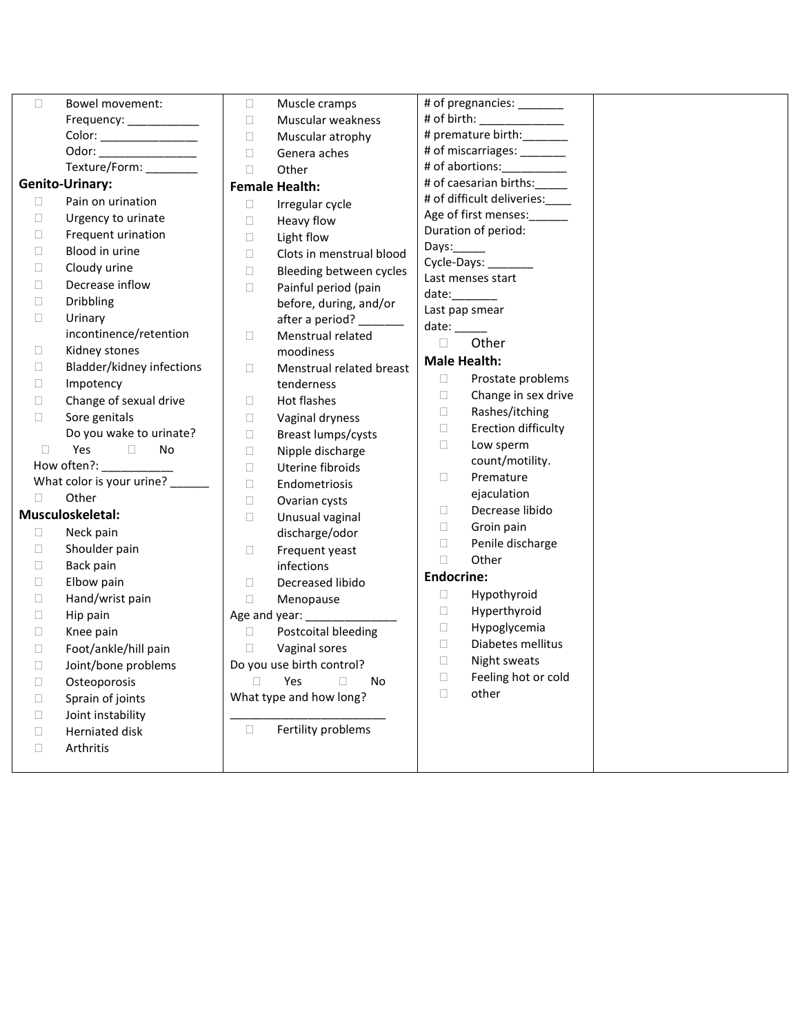- ☐ Bowel movement:
  - Frequency: ___________
  - Color: _______________
  - Odor: _______________
  - Texture/Form: ________

**Genito-Urinary:**

- ☐ Pain on urination
- ☐ Urgency to urinate
- ☐ Frequent urination
- ☐ Blood in urine
- ☐ Cloudy urine
- ☐ Decrease inflow
- ☐ Dribbling
- ☐ Urinary incontinence/retention
- ☐ Kidney stones
- ☐ Bladder/kidney infections
- ☐ Impotency
- ☐ Change of sexual drive
- ☐ Sore genitals

Do you wake to urinate?
☐ Yes ☐ No

How often?: ___________

What color is your urine? ______

- ☐ Other

**Musculoskeletal:**

- ☐ Neck pain
- ☐ Shoulder pain
- ☐ Back pain
- ☐ Elbow pain
- ☐ Hand/wrist pain
- ☐ Hip pain
- ☐ Knee pain
- ☐ Foot/ankle/hill pain
- ☐ Joint/bone problems
- ☐ Osteoporosis
- ☐ Sprain of joints
- ☐ Joint instability
- ☐ Herniated disk
- ☐ Arthritis
- ☐ Muscle cramps
- ☐ Muscular weakness
- ☐ Muscular atrophy
- ☐ Genera aches
- ☐ Other

**Female Health:**

- ☐ Irregular cycle
- ☐ Heavy flow
- ☐ Light flow
- ☐ Clots in menstrual blood
- ☐ Bleeding between cycles
- ☐ Painful period (pain before, during, and/or after a period? _______
- ☐ Menstrual related moodiness
- ☐ Menstrual related breast tenderness
- ☐ Hot flashes
- ☐ Vaginal dryness
- ☐ Breast lumps/cysts
- ☐ Nipple discharge
- ☐ Uterine fibroids
- ☐ Endometriosis
- ☐ Ovarian cysts
- ☐ Unusual vaginal discharge/odor
- ☐ Frequent yeast infections
- ☐ Decreased libido
- ☐ Menopause

Age and year: ______________

- ☐ Postcoital bleeding
- ☐ Vaginal sores

Do you use birth control?
☐ Yes ☐ No

What type and how long?
________________________

- ☐ Fertility problems

# of pregnancies: _______
# of birth: _____________
# premature birth:_______
# of miscarriages: _______
# of abortions:__________
# of caesarian births:_____
# of difficult deliveries:____
Age of first menses:______
Duration of period:
Days:_____
Cycle-Days: _______
Last menses start date:_______
Last pap smear date: _____

- ☐ Other

**Male Health:**

- ☐ Prostate problems
- ☐ Change in sex drive
- ☐ Rashes/itching
- ☐ Erection difficulty
- ☐ Low sperm count/motility.
- ☐ Premature ejaculation
- ☐ Decrease libido
- ☐ Groin pain
- ☐ Penile discharge
- ☐ Other

**Endocrine:**

- ☐ Hypothyroid
- ☐ Hyperthyroid
- ☐ Hypoglycemia
- ☐ Diabetes mellitus
- ☐ Night sweats
- ☐ Feeling hot or cold
- ☐ other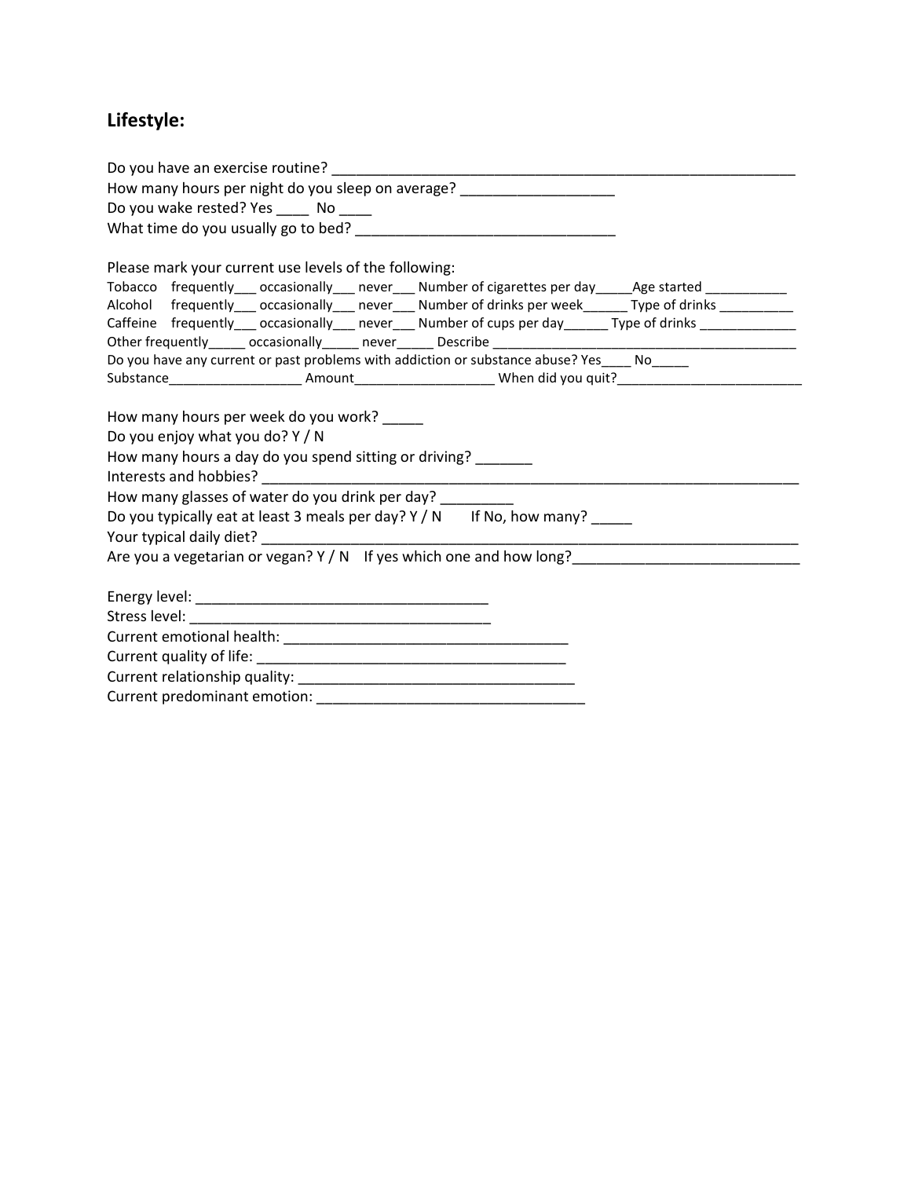## Lifestyle:

Do you have an exercise routine? ___________________________________________________________
How many hours per night do you sleep on average? ___________________
Do you wake rested? Yes ____ No ____
What time do you usually go to bed? ________________________________

Please mark your current use levels of the following:
Tobacco frequently___ occasionally___ never___ Number of cigarettes per day_____Age started ___________
Alcohol frequently___ occasionally___ never___ Number of drinks per week______ Type of drinks __________
Caffeine frequently___ occasionally___ never___ Number of cups per day______ Type of drinks _____________
Other frequently_____ occasionally_____ never_____ Describe __________________________________________
Do you have any current or past problems with addiction or substance abuse? Yes____ No_____
Substance__________________ Amount___________________ When did you quit?_________________________

How many hours per week do you work? _____
Do you enjoy what you do? Y / N
How many hours a day do you spend sitting or driving? _______
Interests and hobbies? ____________________________________________________________________
How many glasses of water do you drink per day? _________
Do you typically eat at least 3 meals per day? Y / N If No, how many? _____
Your typical daily diet? ___________________________________________________________________
Are you a vegetarian or vegan? Y / N If yes which one and how long?____________________________

Energy level: ____________________________________
Stress level: _____________________________________
Current emotional health: __________________________________
Current quality of life: ____________________________________
Current relationship quality: _________________________________
Current predominant emotion: _________________________________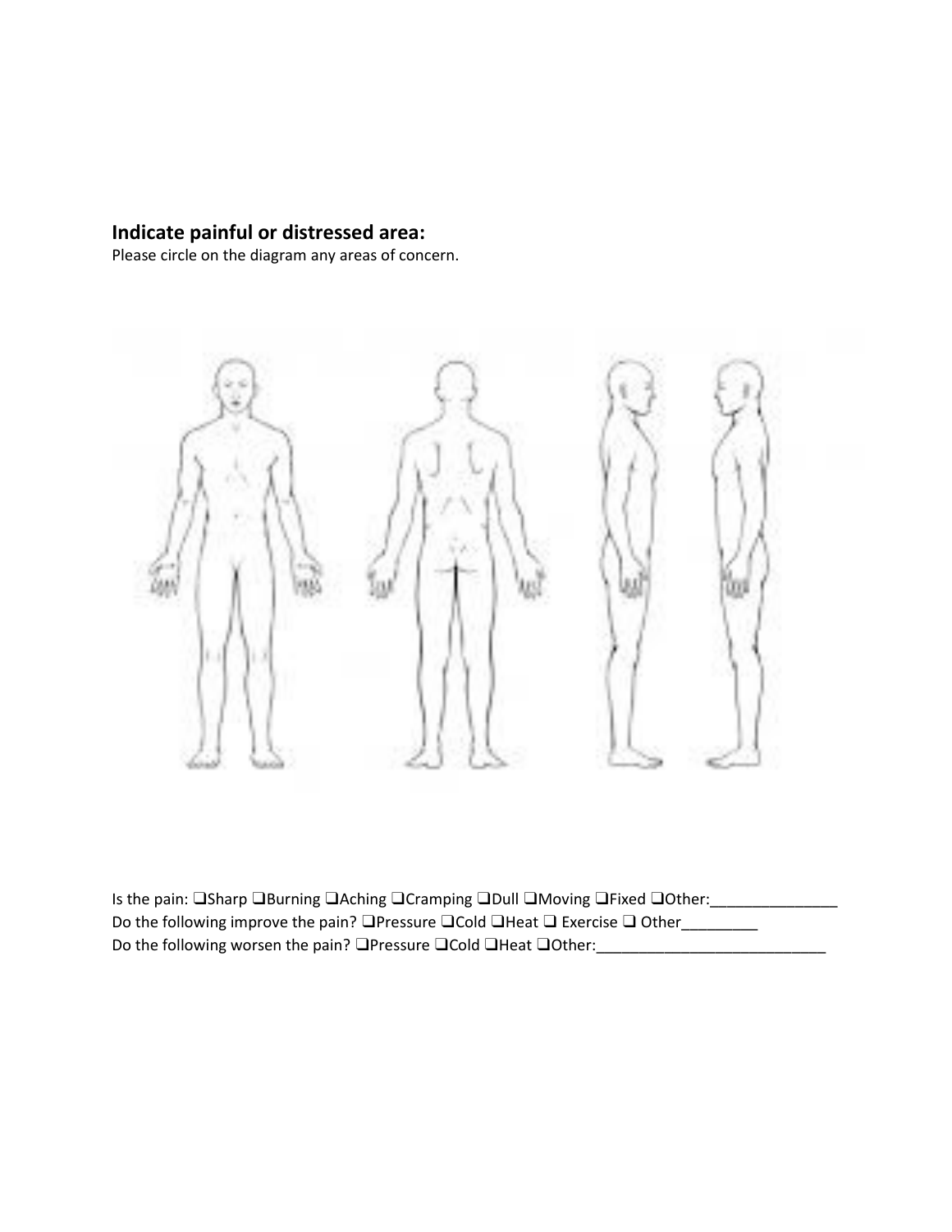**Indicate painful or distressed area:**

Please circle on the diagram any areas of concern.

Is the pain: ❑Sharp ❑Burning ❑Aching ❑Cramping ❑Dull ❑Moving ❑Fixed ❑Other:_______________

Do the following improve the pain? ❑Pressure ❑Cold ❑Heat ❑ Exercise ❑ Other_________

Do the following worsen the pain? ❑Pressure ❑Cold ❑Heat ❑Other:___________________________